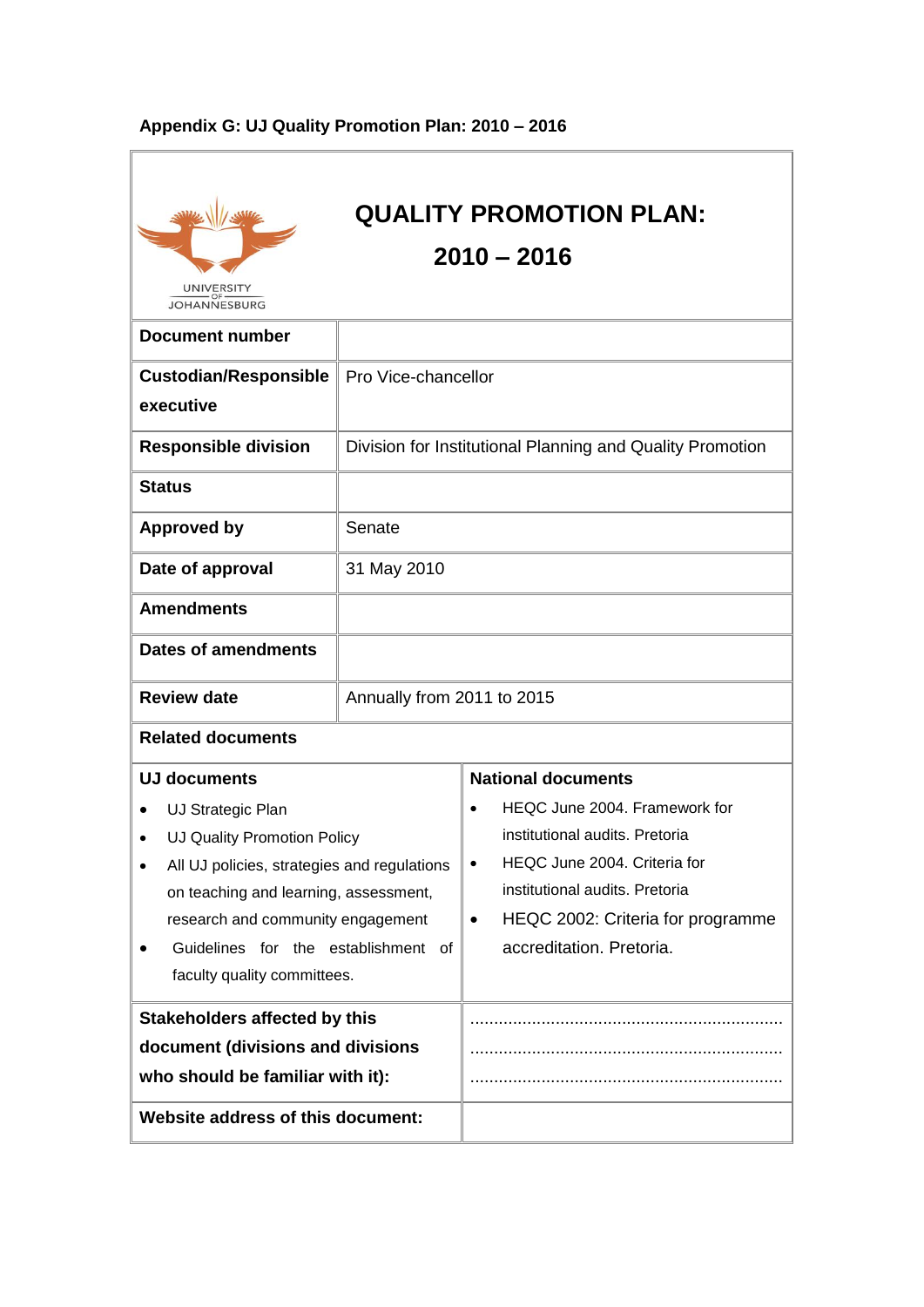**Appendix G: UJ Quality Promotion Plan: 2010 – 2016**

UNIVERSITY OF JOHANNESBURG

# QUALITY PROMOTION PLAN: 2010 – 2016

| | |
|---|---|
| **Document number** | |
| **Custodian/Responsible executive** | Pro Vice-chancellor |
| **Responsible division** | Division for Institutional Planning and Quality Promotion |
| **Status** | |
| **Approved by** | Senate |
| **Date of approval** | 31 May 2010 |
| **Amendments** | |
| **Dates of amendments** | |
| **Review date** | Annually from 2011 to 2015 |

**Related documents**

| **UJ documents** | **National documents** |
|---|---|
| • UJ Strategic Plan<br>• UJ Quality Promotion Policy<br>• All UJ policies, strategies and regulations on teaching and learning, assessment, research and community engagement<br>• Guidelines for the establishment of faculty quality committees. | • HEQC June 2004. Framework for institutional audits. Pretoria<br>• HEQC June 2004. Criteria for institutional audits. Pretoria<br>• HEQC 2002: Criteria for programme accreditation. Pretoria. |
| **Stakeholders affected by this document (divisions and divisions who should be familiar with it):** | ................................................................<br>................................................................<br>................................................................ |
| **Website address of this document:** | |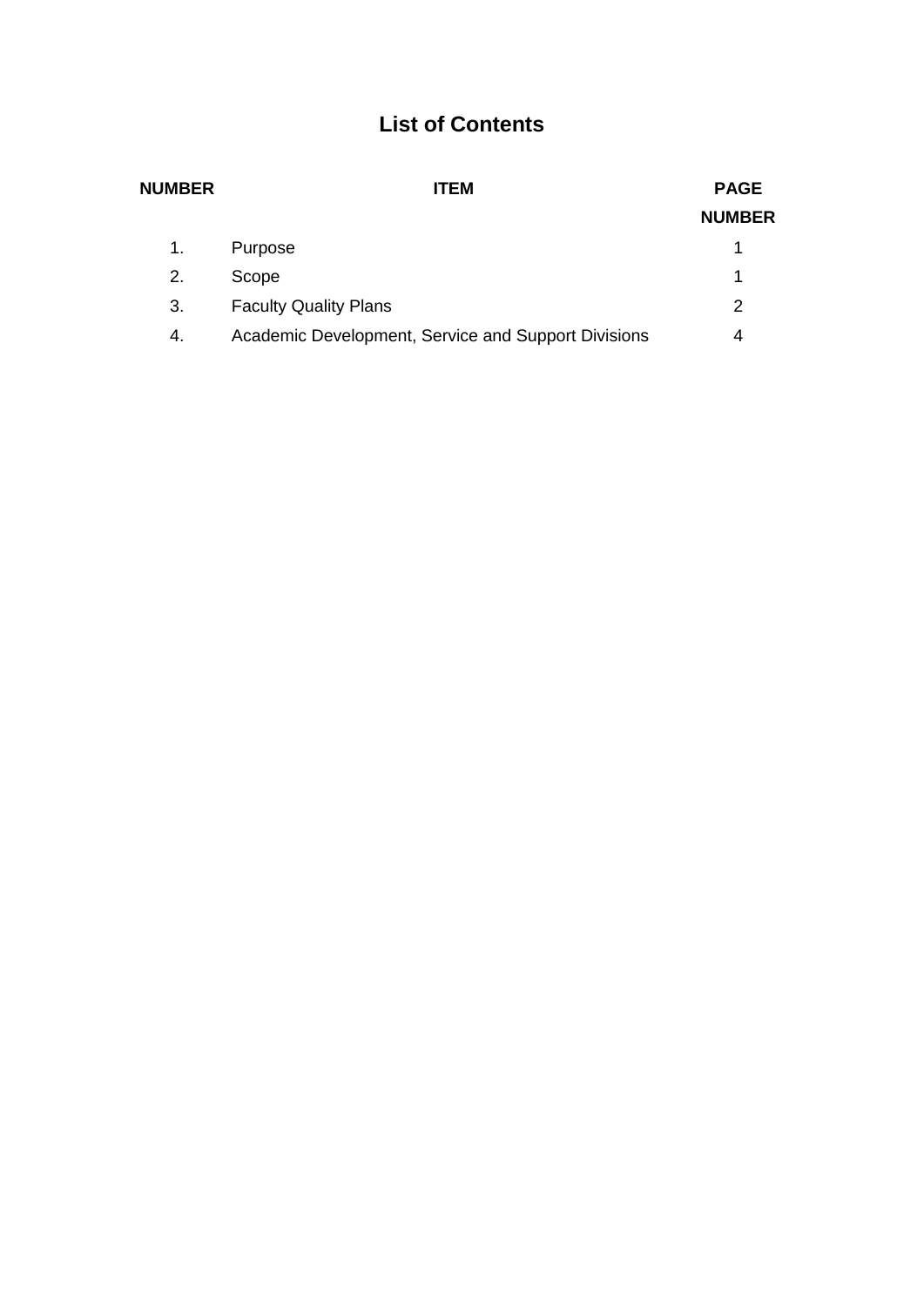# List of Contents

| NUMBER | ITEM | PAGE NUMBER |
| --- | --- | --- |
| 1. | Purpose | 1 |
| 2. | Scope | 1 |
| 3. | Faculty Quality Plans | 2 |
| 4. | Academic Development, Service and Support Divisions | 4 |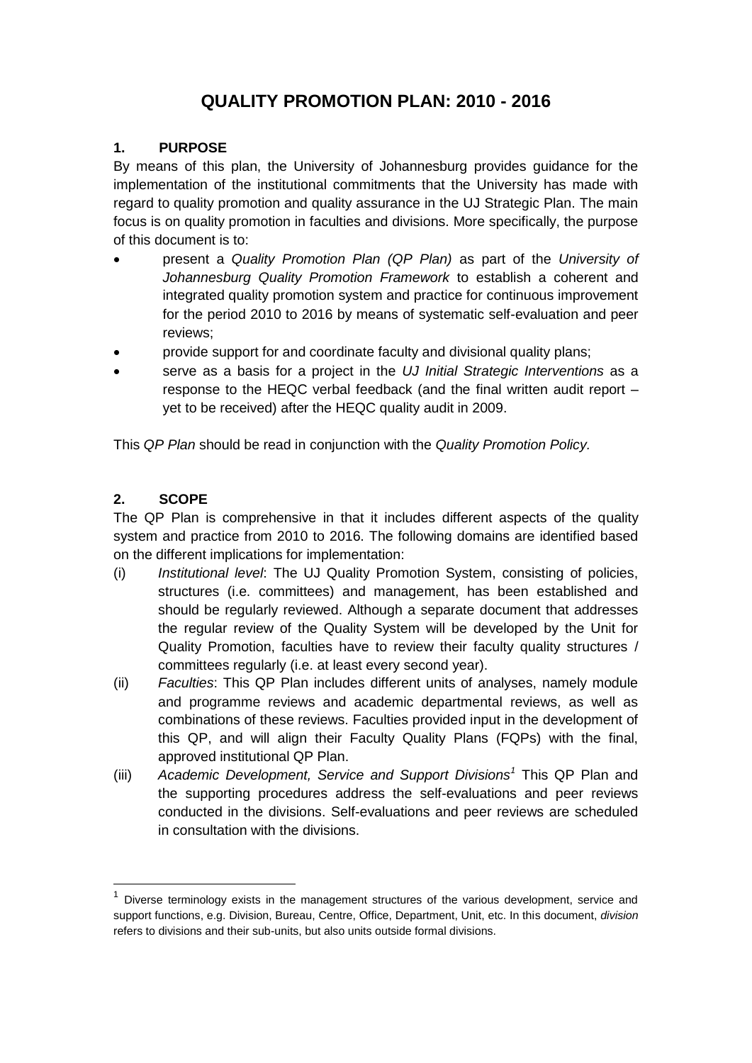# QUALITY PROMOTION PLAN: 2010 - 2016

## 1. PURPOSE

By means of this plan, the University of Johannesburg provides guidance for the implementation of the institutional commitments that the University has made with regard to quality promotion and quality assurance in the UJ Strategic Plan. The main focus is on quality promotion in faculties and divisions. More specifically, the purpose of this document is to:

- present a *Quality Promotion Plan (QP Plan)* as part of the *University of Johannesburg Quality Promotion Framework* to establish a coherent and integrated quality promotion system and practice for continuous improvement for the period 2010 to 2016 by means of systematic self-evaluation and peer reviews;
- provide support for and coordinate faculty and divisional quality plans;
- serve as a basis for a project in the *UJ Initial Strategic Interventions* as a response to the HEQC verbal feedback (and the final written audit report – yet to be received) after the HEQC quality audit in 2009.

This *QP Plan* should be read in conjunction with the *Quality Promotion Policy.*

## 2. SCOPE

The QP Plan is comprehensive in that it includes different aspects of the quality system and practice from 2010 to 2016. The following domains are identified based on the different implications for implementation:

(i) *Institutional level*: The UJ Quality Promotion System, consisting of policies, structures (i.e. committees) and management, has been established and should be regularly reviewed. Although a separate document that addresses the regular review of the Quality System will be developed by the Unit for Quality Promotion, faculties have to review their faculty quality structures / committees regularly (i.e. at least every second year).

(ii) *Faculties*: This QP Plan includes different units of analyses, namely module and programme reviews and academic departmental reviews, as well as combinations of these reviews. Faculties provided input in the development of this QP, and will align their Faculty Quality Plans (FQPs) with the final, approved institutional QP Plan.

(iii) *Academic Development, Service and Support Divisions*[1] This QP Plan and the supporting procedures address the self-evaluations and peer reviews conducted in the divisions. Self-evaluations and peer reviews are scheduled in consultation with the divisions.

---

[1] Diverse terminology exists in the management structures of the various development, service and support functions, e.g. Division, Bureau, Centre, Office, Department, Unit, etc. In this document, *division* refers to divisions and their sub-units, but also units outside formal divisions.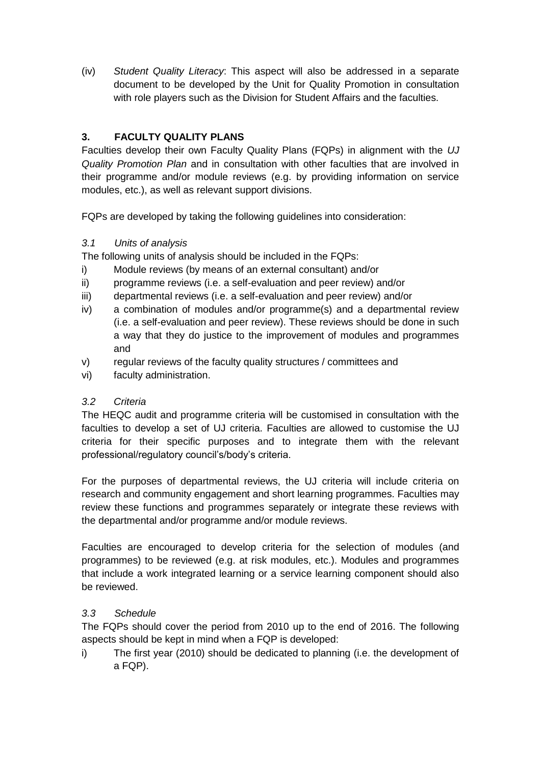(iv) *Student Quality Literacy*: This aspect will also be addressed in a separate document to be developed by the Unit for Quality Promotion in consultation with role players such as the Division for Student Affairs and the faculties.

## 3. FACULTY QUALITY PLANS

Faculties develop their own Faculty Quality Plans (FQPs) in alignment with the *UJ Quality Promotion Plan* and in consultation with other faculties that are involved in their programme and/or module reviews (e.g. by providing information on service modules, etc.), as well as relevant support divisions.

FQPs are developed by taking the following guidelines into consideration:

### *3.1 Units of analysis*

The following units of analysis should be included in the FQPs:

i) Module reviews (by means of an external consultant) and/or
ii) programme reviews (i.e. a self-evaluation and peer review) and/or
iii) departmental reviews (i.e. a self-evaluation and peer review) and/or
iv) a combination of modules and/or programme(s) and a departmental review (i.e. a self-evaluation and peer review). These reviews should be done in such a way that they do justice to the improvement of modules and programmes and
v) regular reviews of the faculty quality structures / committees and
vi) faculty administration.

### *3.2 Criteria*

The HEQC audit and programme criteria will be customised in consultation with the faculties to develop a set of UJ criteria. Faculties are allowed to customise the UJ criteria for their specific purposes and to integrate them with the relevant professional/regulatory council's/body's criteria.

For the purposes of departmental reviews, the UJ criteria will include criteria on research and community engagement and short learning programmes. Faculties may review these functions and programmes separately or integrate these reviews with the departmental and/or programme and/or module reviews.

Faculties are encouraged to develop criteria for the selection of modules (and programmes) to be reviewed (e.g. at risk modules, etc.). Modules and programmes that include a work integrated learning or a service learning component should also be reviewed.

### *3.3 Schedule*

The FQPs should cover the period from 2010 up to the end of 2016. The following aspects should be kept in mind when a FQP is developed:

i) The first year (2010) should be dedicated to planning (i.e. the development of a FQP).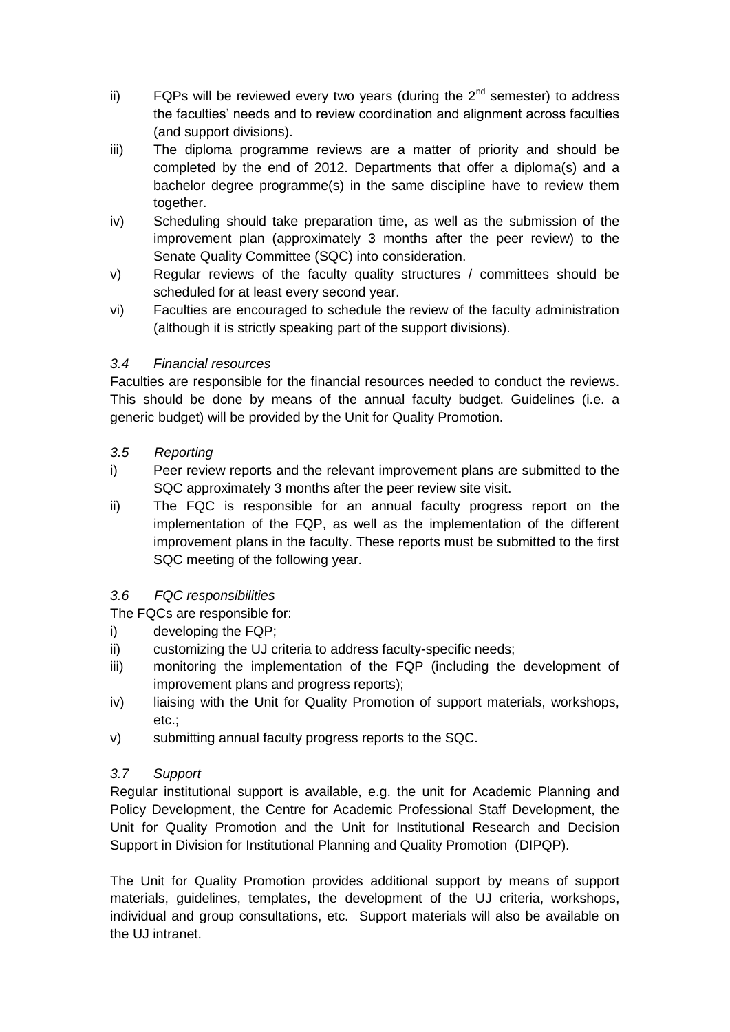ii) FQPs will be reviewed every two years (during the 2nd semester) to address the faculties' needs and to review coordination and alignment across faculties (and support divisions).

iii) The diploma programme reviews are a matter of priority and should be completed by the end of 2012. Departments that offer a diploma(s) and a bachelor degree programme(s) in the same discipline have to review them together.

iv) Scheduling should take preparation time, as well as the submission of the improvement plan (approximately 3 months after the peer review) to the Senate Quality Committee (SQC) into consideration.

v) Regular reviews of the faculty quality structures / committees should be scheduled for at least every second year.

vi) Faculties are encouraged to schedule the review of the faculty administration (although it is strictly speaking part of the support divisions).

*3.4 Financial resources*

Faculties are responsible for the financial resources needed to conduct the reviews. This should be done by means of the annual faculty budget. Guidelines (i.e. a generic budget) will be provided by the Unit for Quality Promotion.

*3.5 Reporting*

i) Peer review reports and the relevant improvement plans are submitted to the SQC approximately 3 months after the peer review site visit.

ii) The FQC is responsible for an annual faculty progress report on the implementation of the FQP, as well as the implementation of the different improvement plans in the faculty. These reports must be submitted to the first SQC meeting of the following year.

*3.6 FQC responsibilities*

The FQCs are responsible for:

i) developing the FQP;

ii) customizing the UJ criteria to address faculty-specific needs;

iii) monitoring the implementation of the FQP (including the development of improvement plans and progress reports);

iv) liaising with the Unit for Quality Promotion of support materials, workshops, etc.;

v) submitting annual faculty progress reports to the SQC.

*3.7 Support*

Regular institutional support is available, e.g. the unit for Academic Planning and Policy Development, the Centre for Academic Professional Staff Development, the Unit for Quality Promotion and the Unit for Institutional Research and Decision Support in Division for Institutional Planning and Quality Promotion (DIPQP).

The Unit for Quality Promotion provides additional support by means of support materials, guidelines, templates, the development of the UJ criteria, workshops, individual and group consultations, etc. Support materials will also be available on the UJ intranet.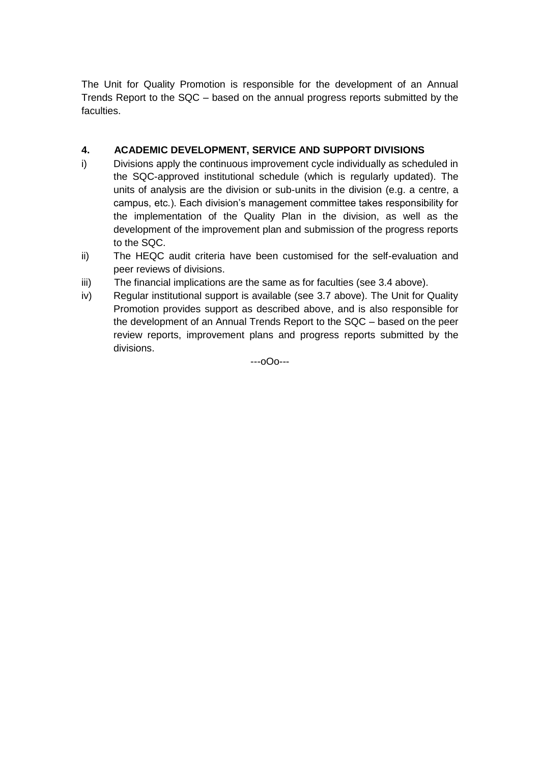The Unit for Quality Promotion is responsible for the development of an Annual Trends Report to the SQC – based on the annual progress reports submitted by the faculties.

## 4. ACADEMIC DEVELOPMENT, SERVICE AND SUPPORT DIVISIONS

i) Divisions apply the continuous improvement cycle individually as scheduled in the SQC-approved institutional schedule (which is regularly updated). The units of analysis are the division or sub-units in the division (e.g. a centre, a campus, etc.). Each division's management committee takes responsibility for the implementation of the Quality Plan in the division, as well as the development of the improvement plan and submission of the progress reports to the SQC.

ii) The HEQC audit criteria have been customised for the self-evaluation and peer reviews of divisions.

iii) The financial implications are the same as for faculties (see 3.4 above).

iv) Regular institutional support is available (see 3.7 above). The Unit for Quality Promotion provides support as described above, and is also responsible for the development of an Annual Trends Report to the SQC – based on the peer review reports, improvement plans and progress reports submitted by the divisions.

---oOo---